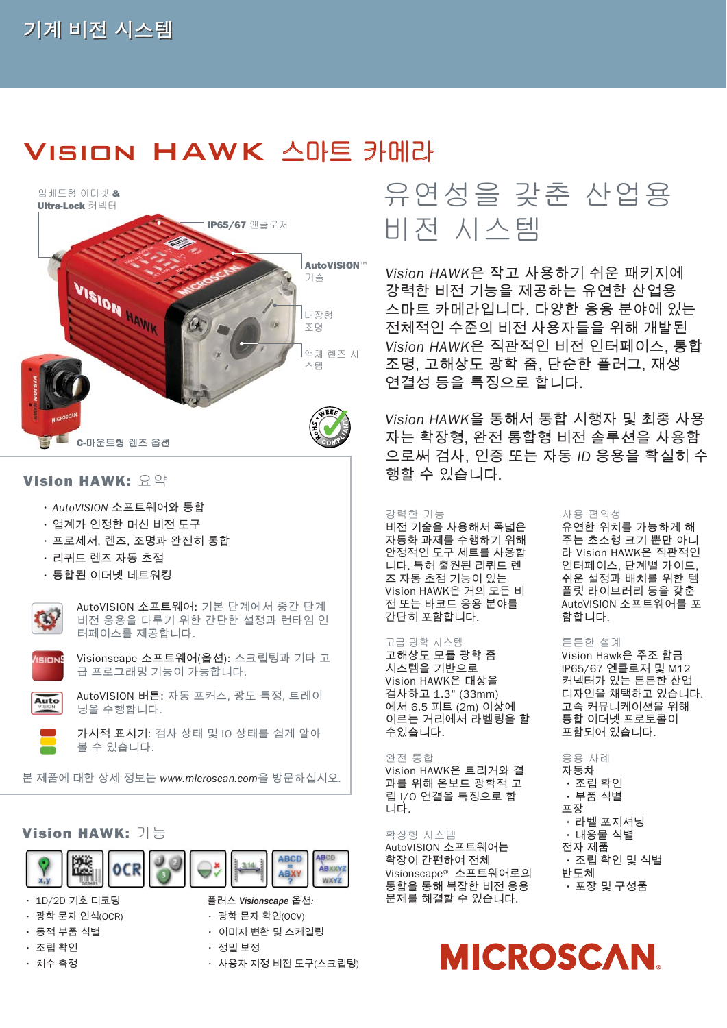기계 비전 시스템

# VISION HAWK 스마트 카메라

임베드형 이더넷 & Ultra-Lock 커넥터

IP65/67 엔클로저

AutoVISION™ 기술

내장형 조명

액체 렌즈 시스템

C-마운트형 렌즈 옵션

## 유연성을 갖춘 산업용 비전 시스템

*Vision HAWK*은 작고 사용하기 쉬운 패키지에 강력한 비전 기능을 제공하는 유연한 산업용 스마트 카메라입니다. 다양한 응용 분야에 있는 전체적인 수준의 비전 사용자들을 위해 개발된 *Vision HAWK*은 직관적인 비전 인터페이스, 통합 조명, 고해상도 광학 줌, 단순한 플러그, 재생 연결성 등을 특징으로 합니다.

*Vision HAWK*을 통해서 통합 시행자 및 최종 사용자는 확장형, 완전 통합형 비전 솔루션을 사용함으로써 검사, 인증 또는 자동 *ID* 응용을 확실히 수행할 수 있습니다.

## Vision HAWK: 요약

- *AutoVISION* 소프트웨어와 통합
- 업계가 인정한 머신 비전 도구
- 프로세서, 렌즈, 조명과 완전히 통합
- 리퀴드 렌즈 자동 초점
- 통합된 이더넷 네트워킹

AutoVISION 소프트웨어: 기본 단계에서 중간 단계 비전 응용을 다루기 위한 간단한 설정과 런타임 인터페이스를 제공합니다.

Visionscape 소프트웨어(옵션): 스크립팅과 기타 고급 프로그래밍 기능이 가능합니다.

AutoVISION 버튼: 자동 포커스, 광도 특정, 트레이닝을 수행합니다.

가시적 표시기: 검사 상태 및 IO 상태를 쉽게 알아볼 수 있습니다.

본 제품에 대한 상세 정보는 *www.microscan.com*을 방문하십시오.

## Vision HAWK: 기능

- 1D/2D 기호 디코딩
- 광학 문자 인식(OCR)
- 동적 부품 식별
- 조립 확인
- 치수 측정

플러스 *Visionscape* 옵션:

- 광학 문자 확인(OCV)
- 이미지 변환 및 스케일링
- 정밀 보정
- 사용자 지정 비전 도구(스크립팅)

### 강력한 기능

비전 기술을 사용해서 폭넓은 자동화 과제를 수행하기 위해 안정적인 도구 세트를 사용합니다. 특허 출원된 리퀴드 렌즈 자동 초점 기능이 있는 Vision HAWK은 거의 모든 비전 또는 바코드 응용 분야를 간단히 포함합니다.

### 고급 광학 시스템

고해상도 모듈 광학 줌 시스템을 기반으로 Vision HAWK은 대상을 검사하고 1.3" (33mm)에서 6.5 피트 (2m) 이상에 이르는 거리에서 라벨링을 할 수있습니다.

### 완전 통합

Vision HAWK은 트리거와 결과를 위해 온보드 광학적 고립 I/O 연결을 특징으로 합니다.

### 확장형 시스템

AutoVISION 소프트웨어는 확장이 간편하여 전체 Visionscape® 소프트웨어로의 통합을 통해 복잡한 비전 응용 문제를 해결할 수 있습니다.

### 사용 편의성

유연한 위치를 가능하게 해주는 초소형 크기 뿐만 아니라 Vision HAWK은 직관적인 인터페이스, 단계별 가이드, 쉬운 설정과 배치를 위한 템플릿 라이브러리 등을 갖춘 AutoVISION 소프트웨어를 포함합니다.

### 튼튼한 설계

Vision Hawk은 주조 합금 IP65/67 엔클로저 및 M12 커넥터가 있는 튼튼한 산업 디자인을 채택하고 있습니다. 고속 커뮤니케이션을 위해 통합 이더넷 프로토콜이 포함되어 있습니다.

### 응용 사례

자동차
- 조립 확인
- 부품 식별

포장
- 라벨 포지셔닝
- 내용물 식별

전자 제품
- 조립 확인 및 식별

반도체
- 포장 및 구성품

MICROSCAN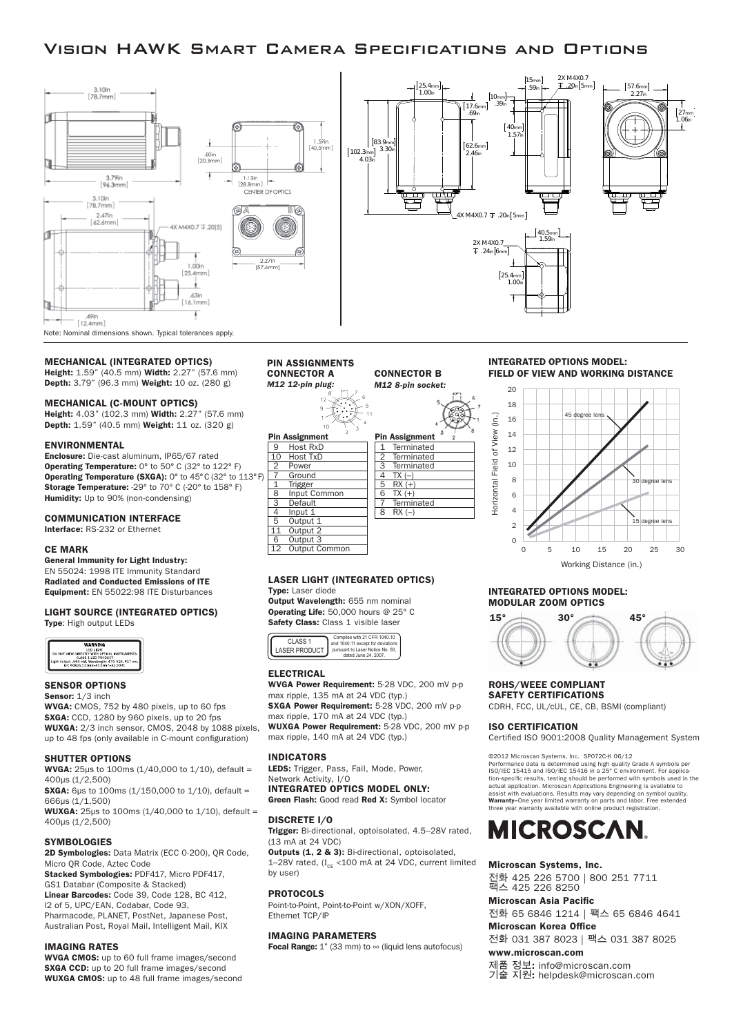# Vision HAWK Smart Camera Specifications and Options

3.10in [78.7mm]

.80in [20.3mm]

1.59in [40.5mm]

3.79in [96.3mm]

1.13in [28.8mm] CENTER OF OPTICS

3.10in [78.7mm]

2.47in [62.6mm]

4X M4X0.7 ⊤ .20[5]

1.00in [25.4mm]

2.27in [57.6mm]

.63in [16.1mm]

.49in [12.4mm]

25.4mm 1.00in

17.6mm .69in

83.9mm 3.30in

102.3mm 4.03in

62.6mm 2.46in

15mm .59in

2X M4X0.7 ⊤ .20in [5mm]

10mm .39in

40mm 1.57in

57.6mm 2.27in

27mm 1.06in

4X M4X0.7 ⊤ .20in [5mm]

2X M4X0.7 ⊤ .24in [6mm]

40.5mm 1.59in

25.4mm 1.00in

Note: Nominal dimensions shown. Typical tolerances apply.

## MECHANICAL (INTEGRATED OPTICS)

**Height:** 1.59" (40.5 mm) **Width:** 2.27" (57.6 mm) **Depth:** 3.79" (96.3 mm) **Weight:** 10 oz. (280 g)

## MECHANICAL (C-MOUNT OPTICS)

**Height:** 4.03" (102.3 mm) **Width:** 2.27" (57.6 mm) **Depth:** 1.59" (40.5 mm) **Weight:** 11 oz. (320 g)

## ENVIRONMENTAL

**Enclosure:** Die-cast aluminum, IP65/67 rated
**Operating Temperature:** 0° to 50° C (32° to 122° F)
**Operating Temperature (SXGA):** 0° to 45° C (32° to 113° F)
**Storage Temperature:** -29° to 70° C (-20° to 158° F)
**Humidity:** Up to 90% (non-condensing)

## COMMUNICATION INTERFACE

**Interface:** RS-232 or Ethernet

## CE MARK

**General Immunity for Light Industry:** EN 55024: 1998 ITE Immunity Standard
**Radiated and Conducted Emissions of ITE Equipment:** EN 55022:98 ITE Disturbances

## LIGHT SOURCE (INTEGRATED OPTICS)

**Type**: High output LEDs

WARNING
LED LIGHT
DO NOT VIEW DIRECTLY WITH OPTICAL INSTRUMENTS
CLASS 1 LED PRODUCT
Light output: 264 mW, Wavelength: 470, 525, 617 nm,
IEC 60825-1:1993+A1:1997+A2:2001

## SENSOR OPTIONS

**Sensor:** 1/3 inch
**WVGA:** CMOS, 752 by 480 pixels, up to 60 fps
**SXGA:** CCD, 1280 by 960 pixels, up to 20 fps
**WUXGA:** 2/3 inch sensor, CMOS, 2048 by 1088 pixels, up to 48 fps (only available in C-mount configuration)

## SHUTTER OPTIONS

**WVGA:** 25µs to 100ms (1/40,000 to 1/10), default = 400µs (1/2,500)
**SXGA:** 6µs to 100ms (1/150,000 to 1/10), default = 666µs (1/1,500)
**WUXGA:** 25µs to 100ms (1/40,000 to 1/10), default = 400µs (1/2,500)

## SYMBOLOGIES

**2D Symbologies:** Data Matrix (ECC 0-200), QR Code, Micro QR Code, Aztec Code
**Stacked Symbologies:** PDF417, Micro PDF417, GS1 Databar (Composite & Stacked)
**Linear Barcodes:** Code 39, Code 128, BC 412, I2 of 5, UPC/EAN, Codabar, Code 93, Pharmacode, PLANET, PostNet, Japanese Post, Australian Post, Royal Mail, Intelligent Mail, KIX

## IMAGING RATES

**WVGA CMOS:** up to 60 full frame images/second
**SXGA CCD:** up to 20 full frame images/second
**WUXGA CMOS:** up to 48 full frame images/second

## PIN ASSIGNMENTS

**CONNECTOR A**
*M12 12-pin plug:*

| Pin | Assignment |
|---|---|
| 9 | Host RxD |
| 10 | Host TxD |
| 2 | Power |
| 7 | Ground |
| 1 | Trigger |
| 8 | Input Common |
| 3 | Default |
| 4 | Input 1 |
| 5 | Output 1 |
| 11 | Output 2 |
| 6 | Output 3 |
| 12 | Output Common |

**CONNECTOR B**
*M12 8-pin socket:*

| Pin | Assignment |
|---|---|
| 1 | Terminated |
| 2 | Terminated |
| 3 | Terminated |
| 4 | TX (–) |
| 5 | RX (+) |
| 6 | TX (+) |
| 7 | Terminated |
| 8 | RX (–) |

## LASER LIGHT (INTEGRATED OPTICS)

**Type:** Laser diode
**Output Wavelength:** 655 nm nominal
**Operating Life:** 50,000 hours @ 25° C
**Safety Class:** Class 1 visible laser

CLASS 1 LASER PRODUCT — Complies with 21 CFR 1040.10 and 1040.11 except for deviations pursuant to Laser Notice No. 50, dated June 24, 2007.

## ELECTRICAL

**WVGA Power Requirement:** 5-28 VDC, 200 mV p-p max ripple, 135 mA at 24 VDC (typ.)
**SXGA Power Requirement:** 5-28 VDC, 200 mV p-p max ripple, 170 mA at 24 VDC (typ.)
**WUXGA Power Requirement:** 5-28 VDC, 200 mV p-p max ripple, 140 mA at 24 VDC (typ.)

## INDICATORS

**LEDs:** Trigger, Pass, Fail, Mode, Power, Network Activity, I/O
**INTEGRATED OPTICS MODEL ONLY:**
**Green Flash:** Good read **Red X:** Symbol locator

## DISCRETE I/O

**Trigger:** Bi-directional, optoisolated, 4.5–28V rated, (13 mA at 24 VDC)
**Outputs (1, 2 & 3):** Bi-directional, optoisolated, 1–28V rated, ($I_{CE}$ <100 mA at 24 VDC, current limited by user)

## PROTOCOLS

Point-to-Point, Point-to-Point w/XON/XOFF, Ethernet TCP/IP

## IMAGING PARAMETERS

**Focal Range:** 1" (33 mm) to ∞ (liquid lens autofocus)

## INTEGRATED OPTIONS MODEL: FIELD OF VIEW AND WORKING DISTANCE

Horizontal Field of View (in.)
0 2 4 6 8 10 12 14 16 18 20
Working Distance (in.)
0 5 10 15 20 25 30
45 degree lens
30 degree lens
15 degree lens

## INTEGRATED OPTIONS MODEL: MODULAR ZOOM OPTICS

15° 30° 45°

## ROHS/WEEE COMPLIANT SAFETY CERTIFICATIONS

CDRH, FCC, UL/cUL, CE, CB, BSMI (compliant)

## ISO CERTIFICATION

Certified ISO 9001:2008 Quality Management System

©2012 Microscan Systems, Inc. SP072C-K 06/12
Performance data is determined using high quality Grade A symbols per ISO/IEC 15415 and ISO/IEC 15416 in a 25° C environment. For application-specific results, testing should be performed with symbols used in the actual application. Microscan Applications Engineering is available to assist with evaluations. Results may vary depending on symbol quality. **Warranty–**One year limited warranty on parts and labor. Free extended three year warranty available with online product registration.

MICROSCAN.

**Microscan Systems, Inc.**
전화 425 226 5700 | 800 251 7711
팩스 425 226 8250

**Microscan Asia Pacific**
전화 65 6846 1214 | 팩스 65 6846 4641

**Microscan Korea Office**
전화 031 387 8023 | 팩스 031 387 8025

**www.microscan.com**

제품 정보**:** info@microscan.com
기술 지원**:** helpdesk@microscan.com